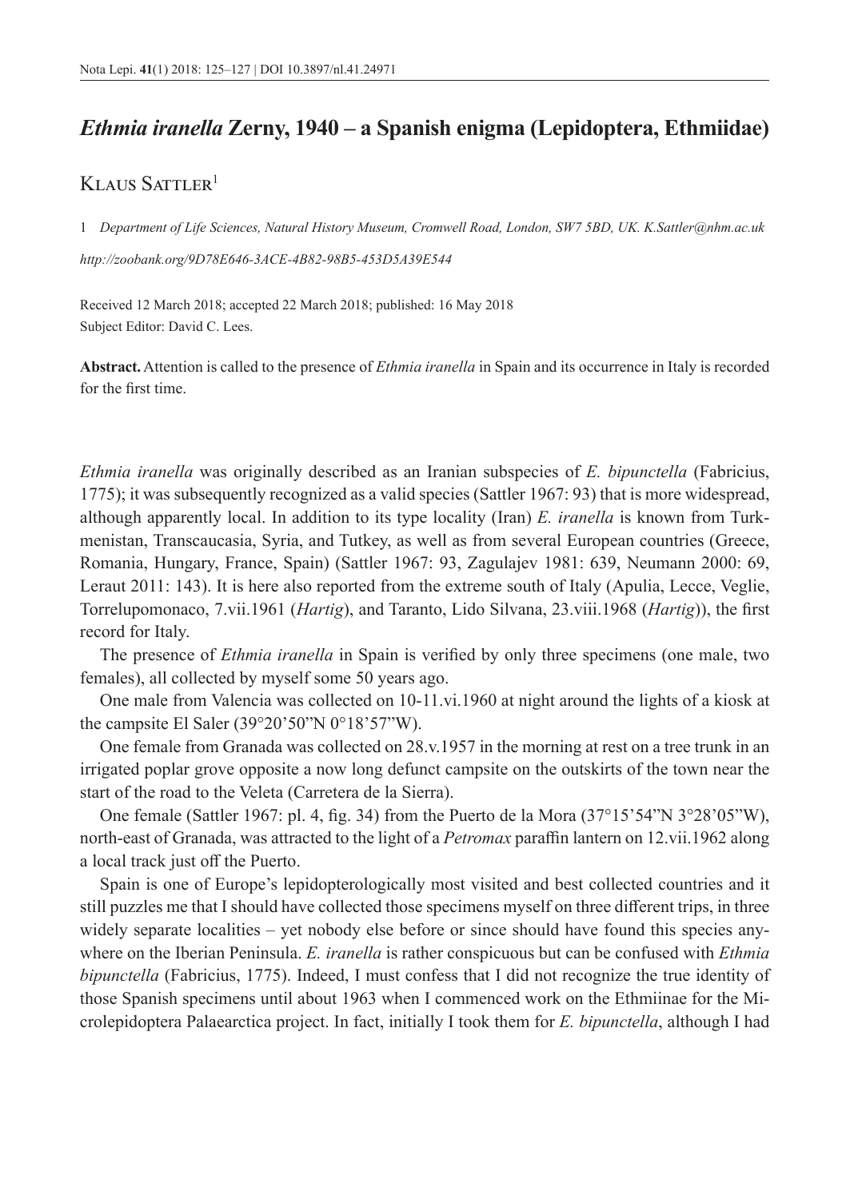# *Ethmia iranella* Zerny, 1940 – a Spanish enigma (Lepidoptera, Ethmiidae)

Klaus Sattler[1]

1 *Department of Life Sciences, Natural History Museum, Cromwell Road, London, SW7 5BD, UK. K.Sattler@nhm.ac.uk*

*http://zoobank.org/9D78E646-3ACE-4B82-98B5-453D5A39E544*

Received 12 March 2018; accepted 22 March 2018; published: 16 May 2018
Subject Editor: David C. Lees.

**Abstract.** Attention is called to the presence of *Ethmia iranella* in Spain and its occurrence in Italy is recorded for the first time.

*Ethmia iranella* was originally described as an Iranian subspecies of *E. bipunctella* (Fabricius, 1775); it was subsequently recognized as a valid species (Sattler 1967: 93) that is more widespread, although apparently local. In addition to its type locality (Iran) *E. iranella* is known from Turkmenistan, Transcaucasia, Syria, and Tutkey, as well as from several European countries (Greece, Romania, Hungary, France, Spain) (Sattler 1967: 93, Zagulajev 1981: 639, Neumann 2000: 69, Leraut 2011: 143). It is here also reported from the extreme south of Italy (Apulia, Lecce, Veglie, Torrelupomonaco, 7.vii.1961 (*Hartig*), and Taranto, Lido Silvana, 23.viii.1968 (*Hartig*)), the first record for Italy.

The presence of *Ethmia iranella* in Spain is verified by only three specimens (one male, two females), all collected by myself some 50 years ago.

One male from Valencia was collected on 10-11.vi.1960 at night around the lights of a kiosk at the campsite El Saler (39°20’50”N 0°18’57”W).

One female from Granada was collected on 28.v.1957 in the morning at rest on a tree trunk in an irrigated poplar grove opposite a now long defunct campsite on the outskirts of the town near the start of the road to the Veleta (Carretera de la Sierra).

One female (Sattler 1967: pl. 4, fig. 34) from the Puerto de la Mora (37°15’54”N 3°28’05”W), north-east of Granada, was attracted to the light of a *Petromax* paraffin lantern on 12.vii.1962 along a local track just off the Puerto.

Spain is one of Europe’s lepidopterologically most visited and best collected countries and it still puzzles me that I should have collected those specimens myself on three different trips, in three widely separate localities – yet nobody else before or since should have found this species anywhere on the Iberian Peninsula. *E. iranella* is rather conspicuous but can be confused with *Ethmia bipunctella* (Fabricius, 1775). Indeed, I must confess that I did not recognize the true identity of those Spanish specimens until about 1963 when I commenced work on the Ethmiinae for the Microlepidoptera Palaearctica project. In fact, initially I took them for *E. bipunctella*, although I had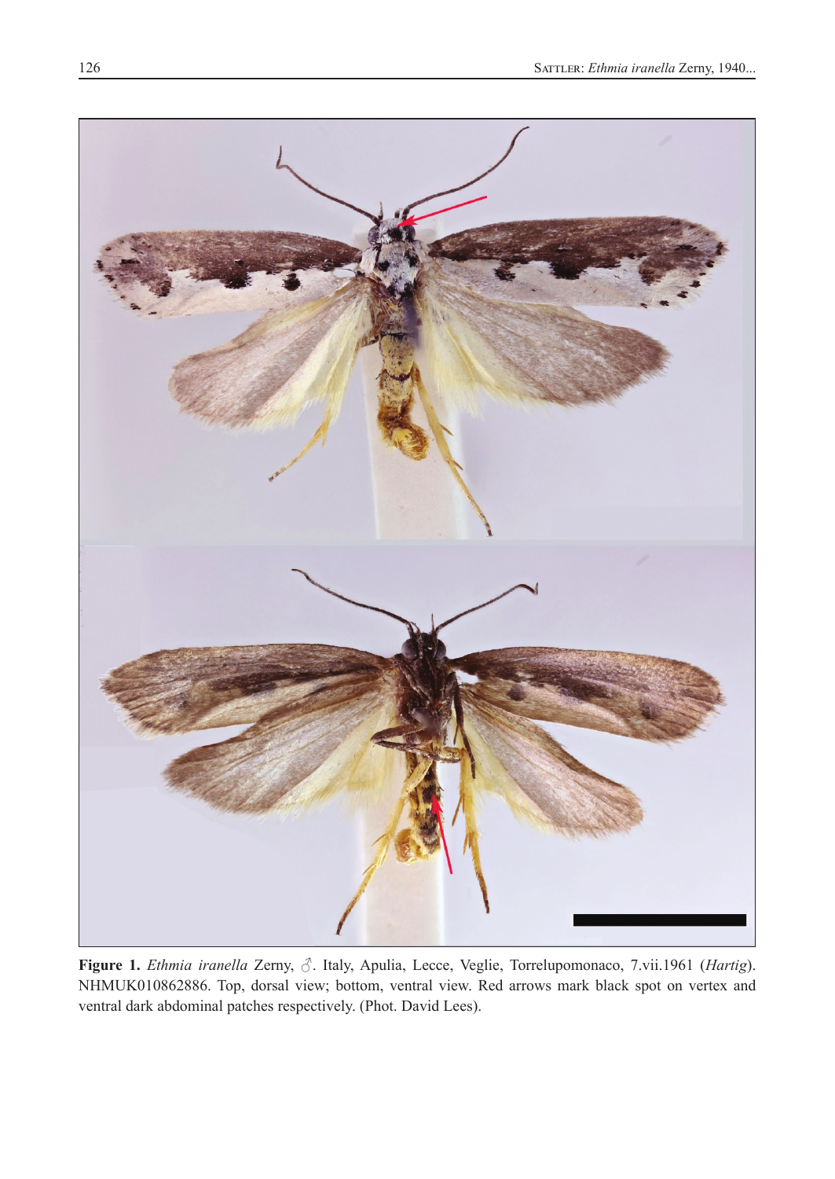**Figure 1.** *Ethmia iranella* Zerny, ♂. Italy, Apulia, Lecce, Veglie, Torrelupomonaco, 7.vii.1961 (*Hartig*). NHMUK010862886. Top, dorsal view; bottom, ventral view. Red arrows mark black spot on vertex and ventral dark abdominal patches respectively. (Phot. David Lees).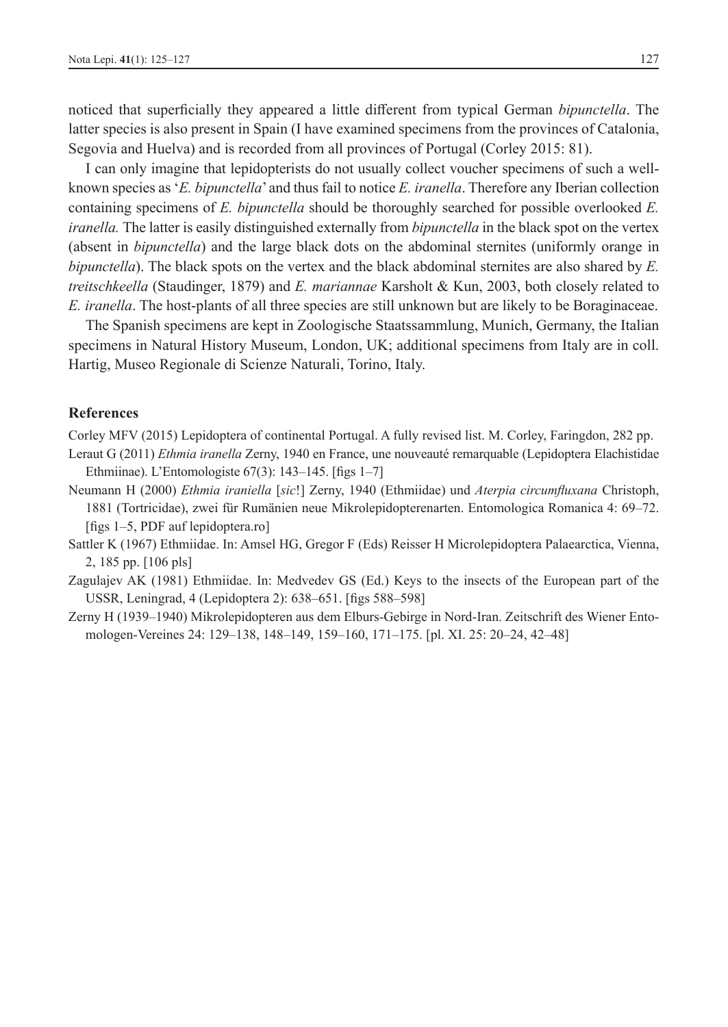noticed that superficially they appeared a little different from typical German *bipunctella*. The latter species is also present in Spain (I have examined specimens from the provinces of Catalonia, Segovia and Huelva) and is recorded from all provinces of Portugal (Corley 2015: 81).

I can only imagine that lepidopterists do not usually collect voucher specimens of such a well-known species as '*E. bipunctella*' and thus fail to notice *E. iranella*. Therefore any Iberian collection containing specimens of *E. bipunctella* should be thoroughly searched for possible overlooked *E. iranella.* The latter is easily distinguished externally from *bipunctella* in the black spot on the vertex (absent in *bipunctella*) and the large black dots on the abdominal sternites (uniformly orange in *bipunctella*). The black spots on the vertex and the black abdominal sternites are also shared by *E. treitschkeella* (Staudinger, 1879) and *E. mariannae* Karsholt & Kun, 2003, both closely related to *E. iranella*. The host-plants of all three species are still unknown but are likely to be Boraginaceae.

The Spanish specimens are kept in Zoologische Staatssammlung, Munich, Germany, the Italian specimens in Natural History Museum, London, UK; additional specimens from Italy are in coll. Hartig, Museo Regionale di Scienze Naturali, Torino, Italy.

## References

Corley MFV (2015) Lepidoptera of continental Portugal. A fully revised list. M. Corley, Faringdon, 282 pp.

Leraut G (2011) *Ethmia iranella* Zerny, 1940 en France, une nouveauté remarquable (Lepidoptera Elachistidae Ethmiinae). L'Entomologiste 67(3): 143–145. [figs 1–7]

Neumann H (2000) *Ethmia iraniella* [*sic*!] Zerny, 1940 (Ethmiidae) und *Aterpia circumfluxana* Christoph, 1881 (Tortricidae), zwei für Rumänien neue Mikrolepidopterenarten. Entomologica Romanica 4: 69–72. [figs 1–5, PDF auf lepidoptera.ro]

Sattler K (1967) Ethmiidae. In: Amsel HG, Gregor F (Eds) Reisser H Microlepidoptera Palaearctica, Vienna, 2, 185 pp. [106 pls]

Zagulajev AK (1981) Ethmiidae. In: Medvedev GS (Ed.) Keys to the insects of the European part of the USSR, Leningrad, 4 (Lepidoptera 2): 638–651. [figs 588–598]

Zerny H (1939–1940) Mikrolepidopteren aus dem Elburs-Gebirge in Nord-Iran. Zeitschrift des Wiener Entomologen-Vereines 24: 129–138, 148–149, 159–160, 171–175. [pl. XI. 25: 20–24, 42–48]